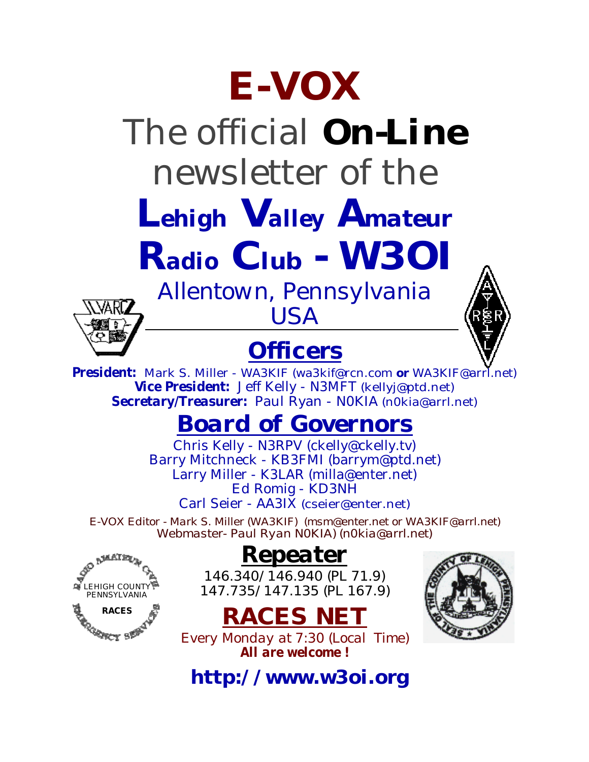# E-VOX

## The official **On-Line** newsletter of the

# Lehigh Valley Amateur Radio Club - W3OI

Allentown, Pennsylvania
USA

## Officers

**President:** Mark S. Miller - WA3KIF (wa3kif@rcn.com **or** WA3KIF@arrl.net)
**Vice President:** Jeff Kelly - N3MFT (kellyj@ptd.net)
**Secretary/Treasurer:** Paul Ryan - N0KIA (n0kia@arrl.net)

## Board of Governors

Chris Kelly - N3RPV (ckelly@ckelly.tv)
Barry Mitchneck - KB3FMI (barrym@ptd.net)
Larry Miller - K3LAR (milla@enter.net)
Ed Romig - KD3NH
Carl Seier - AA3IX (cseier@enter.net)

E-VOX Editor - Mark S. Miller (WA3KIF) (msm@enter.net or WA3KIF@arrl.net)
Webmaster- Paul Ryan N0KIA) (n0kia@arrl.net)

LEHIGH COUNTY PENNSYLVANIA RACES

## Repeater

146.340/146.940 (PL 71.9)
147.735/147.135 (PL 167.9)

## RACES NET

Every Monday at 7:30 (Local Time)
***All are welcome !***

**http://www.w3oi.org**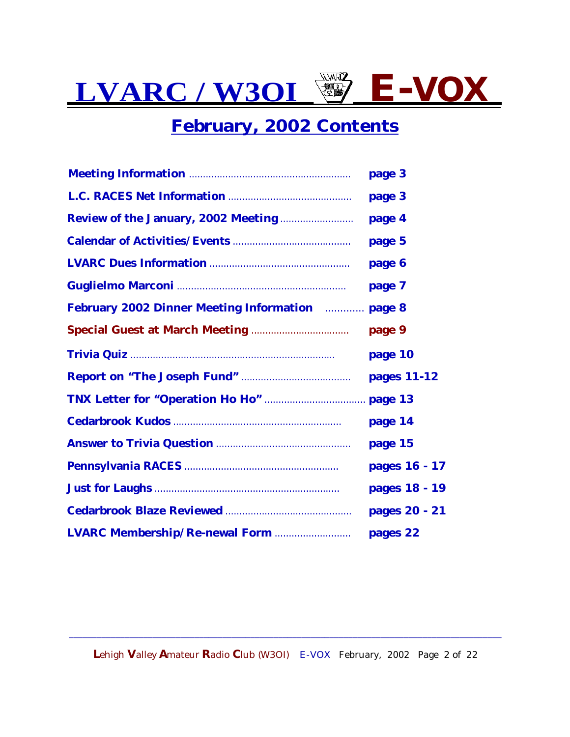# LVARC / W3OI E-VOX

## February, 2002 Contents

| | |
|---|---|
| **Meeting Information** | **page 3** |
| **L.C. RACES Net Information** | **page 3** |
| **Review of the January, 2002 Meeting** | **page 4** |
| **Calendar of Activities/Events** | **page 5** |
| **LVARC Dues Information** | **page 6** |
| **Guglielmo Marconi** | **page 7** |
| **February 2002 Dinner Meeting Information** | **page 8** |
| **Special Guest at March Meeting** | **page 9** |
| **Trivia Quiz** | **page 10** |
| **Report on "The Joseph Fund"** | **pages 11-12** |
| **TNX Letter for "Operation Ho Ho"** | **page 13** |
| **Cedarbrook Kudos** | **page 14** |
| **Answer to Trivia Question** | **page 15** |
| **Pennsylvania RACES** | **pages 16 - 17** |
| **Just for Laughs** | **pages 18 - 19** |
| **Cedarbrook Blaze Reviewed** | **pages 20 - 21** |
| **LVARC Membership/Re-newal Form** | **pages 22** |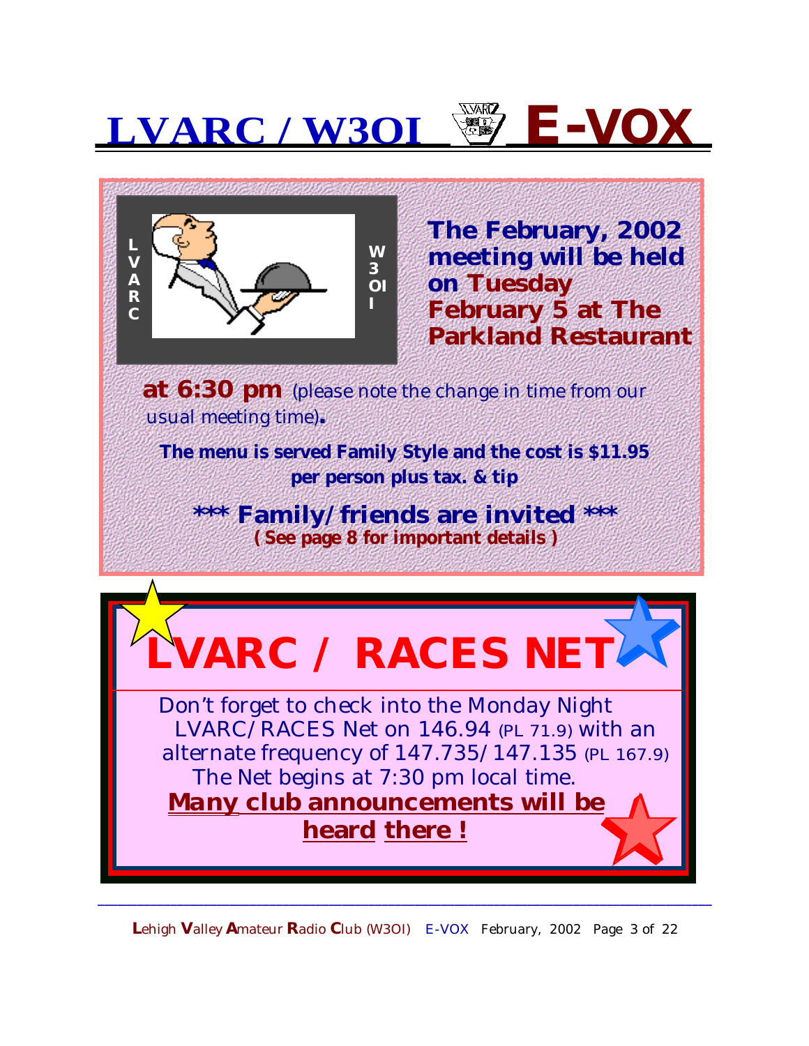# LVARC / W3OI E-VOX

L V A R C W 3 OI I

**The February, 2002 meeting will be held on Tuesday February 5 at The Parkland Restaurant at 6:30 pm** (please note the change in time from our usual meeting time)**.**

**The menu is served Family Style and the cost is $11.95 per person plus tax. & tip**

**\*\*\* Family/friends are invited \*\*\***
**( See page 8 for important details )**

## LVARC / RACES NET

Don't forget to check into the Monday Night LVARC/RACES Net on 146.94 (PL 71.9) with an alternate frequency of 147.735/147.135 (PL 167.9) The Net begins at 7:30 pm local time.

**Many club announcements will be heard there !**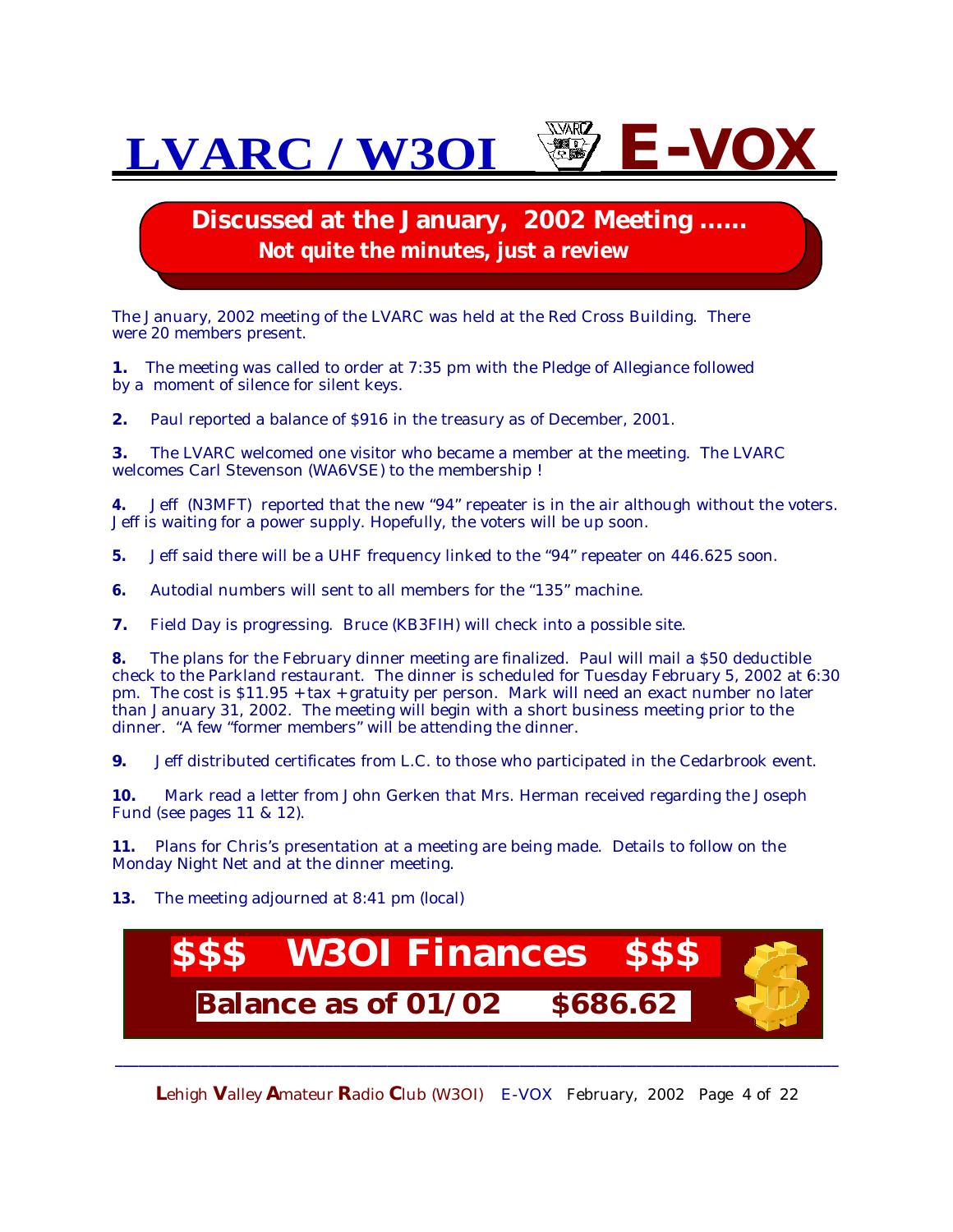# LVARC / W3OI E-VOX

## Discussed at the January, 2002 Meeting ......

### Not quite the minutes, just a review

The January, 2002 meeting of the LVARC was held at the Red Cross Building. There were 20 members present.

**1.** The meeting was called to order at 7:35 pm with the Pledge of Allegiance followed by a moment of silence for silent keys.

**2.** Paul reported a balance of $916 in the treasury as of December, 2001.

**3.** The LVARC welcomed one visitor who became a member at the meeting. The LVARC welcomes Carl Stevenson (WA6VSE) to the membership !

**4.** Jeff (N3MFT) reported that the new "94" repeater is in the air although without the voters. Jeff is waiting for a power supply. Hopefully, the voters will be up soon.

**5.** Jeff said there will be a UHF frequency linked to the "94" repeater on 446.625 soon.

**6.** Autodial numbers will sent to all members for the "135" machine.

**7.** Field Day is progressing. Bruce (KB3FIH) will check into a possible site.

**8.** The plans for the February dinner meeting are finalized. Paul will mail a $50 deductible check to the Parkland restaurant. The dinner is scheduled for Tuesday February 5, 2002 at 6:30 pm. The cost is $11.95 + tax + gratuity per person. Mark will need an exact number no later than January 31, 2002. The meeting will begin with a short business meeting prior to the dinner. "A few "former members" will be attending the dinner.

**9.** Jeff distributed certificates from L.C. to those who participated in the Cedarbrook event.

**10.** Mark read a letter from John Gerken that Mrs. Herman received regarding the Joseph Fund (see pages 11 & 12).

**11.** Plans for Chris's presentation at a meeting are being made. Details to follow on the Monday Night Net and at the dinner meeting.

**13.** The meeting adjourned at 8:41 pm (local)

## $$$ W3OI Finances $$$

**Balance as of 01/02 $686.62**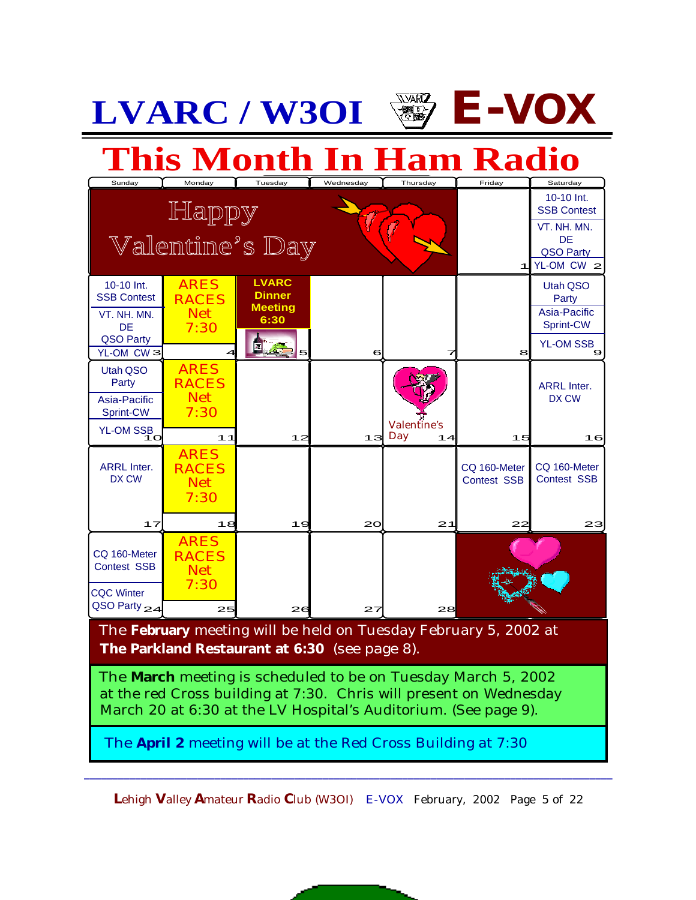# LVARC / W3OI E-VOX

# This Month In Ham Radio

| Sunday | Monday | Tuesday | Wednesday | Thursday | Friday | Saturday |
|---|---|---|---|---|---|---|
| Happy Valentine's Day | | | | | 1 | 10-10 Int. SSB Contest; VT. NH. MN. DE QSO Party; YL-OM CW 2 |
| 10-10 Int. SSB Contest; VT. NH. MN. DE QSO Party; YL-OM CW 3 | ARES RACES Net 7:30 4 | LVARC Dinner Meeting 6:30 5 | 6 | 7 | 8 | Utah QSO Party; Asia-Pacific Sprint-CW; YL-OM SSB 9 |
| Utah QSO Party; Asia-Pacific Sprint-CW; YL-OM SSB 10 | ARES RACES Net 7:30 11 | 12 | 13 | Valentine's Day 14 | 15 | ARRL Inter. DX CW 16 |
| ARRL Inter. DX CW 17 | ARES RACES Net 7:30 18 | 19 | 20 | 21 | CQ 160-Meter Contest SSB 22 | CQ 160-Meter Contest SSB 23 |
| CQ 160-Meter Contest SSB; CQC Winter QSO Party 24 | ARES RACES Net 7:30 25 | 26 | 27 | 28 | | |

The **February** meeting will be held on Tuesday February 5, 2002 at **The Parkland Restaurant at 6:30** (see page 8).

The **March** meeting is scheduled to be on Tuesday March 5, 2002 at the red Cross building at 7:30. Chris will present on Wednesday March 20 at 6:30 at the LV Hospital's Auditorium. (See page 9).

The **April 2** meeting will be at the Red Cross Building at 7:30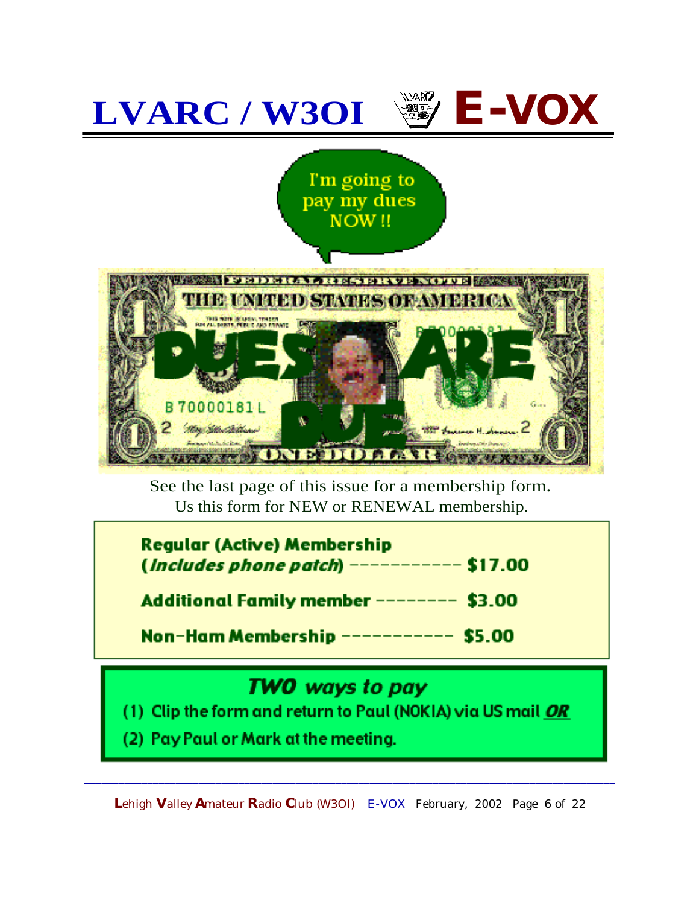# LVARC / W3OI E-VOX

I'm going to pay my dues NOW !!

DUES ARE DUE

See the last page of this issue for a membership form.
Us this form for NEW or RENEWAL membership.

**Regular (Active) Membership**
**(*Includes phone patch*) ----------- $17.00**

**Additional Family member -------- $3.00**

**Non-Ham Membership ----------- $5.00**

## *TWO ways to pay*

(1) Clip the form and return to Paul (N0KIA) via US mail ***OR***

(2) Pay Paul or Mark at the meeting.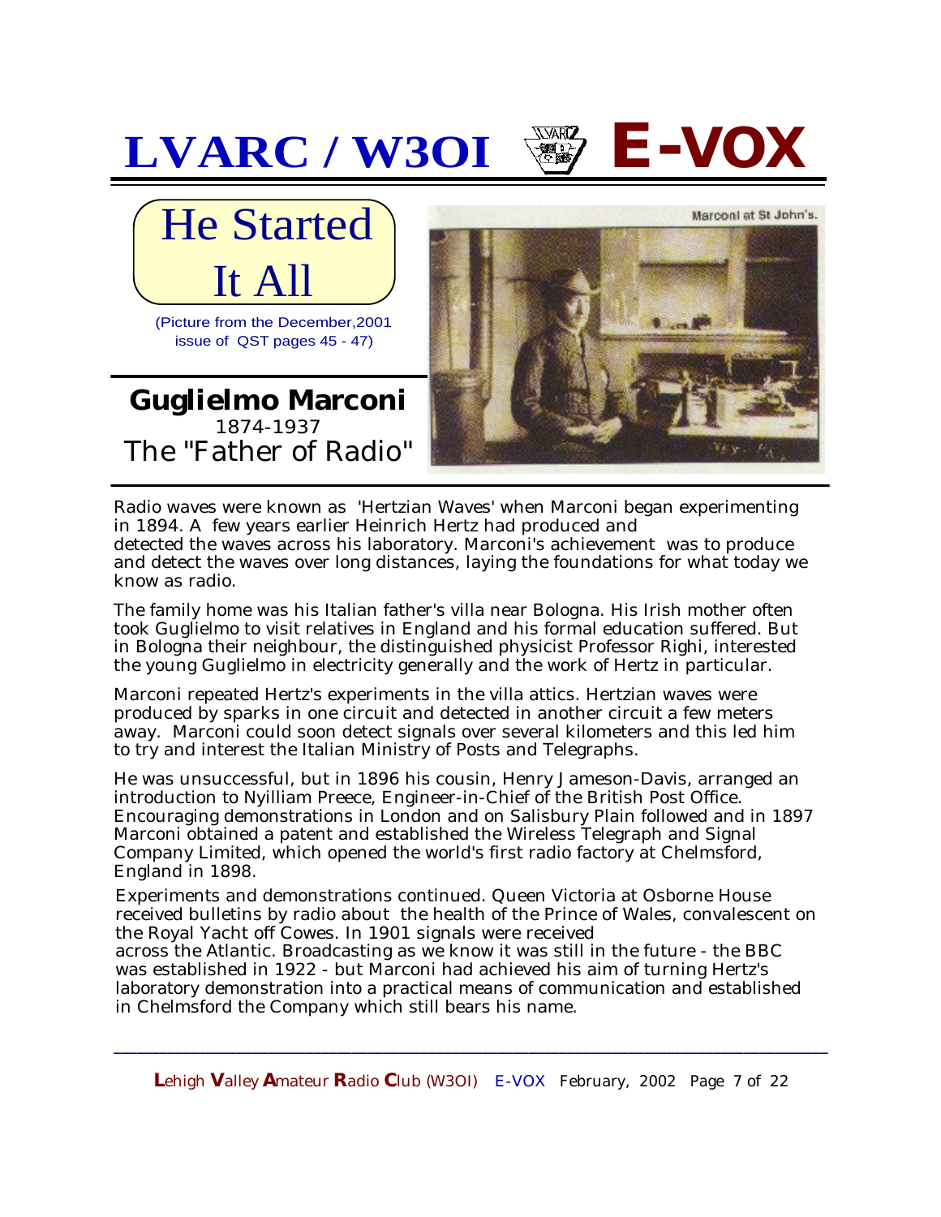# He Started It All

(Picture from the December,2001 issue of QST pages 45 - 47)

Marconi at St John's.

## Guglielmo Marconi

1874-1937

The "Father of Radio"

Radio waves were known as 'Hertzian Waves' when Marconi began experimenting in 1894. A few years earlier Heinrich Hertz had produced and detected the waves across his laboratory. Marconi's achievement was to produce and detect the waves over long distances, laying the foundations for what today we know as radio.

The family home was his Italian father's villa near Bologna. His Irish mother often took Guglielmo to visit relatives in England and his formal education suffered. But in Bologna their neighbour, the distinguished physicist Professor Righi, interested the young Guglielmo in electricity generally and the work of Hertz in particular.

Marconi repeated Hertz's experiments in the villa attics. Hertzian waves were produced by sparks in one circuit and detected in another circuit a few meters away. Marconi could soon detect signals over several kilometers and this led him to try and interest the Italian Ministry of Posts and Telegraphs.

He was unsuccessful, but in 1896 his cousin, Henry Jameson-Davis, arranged an introduction to Nyilliam Preece, Engineer-in-Chief of the British Post Office. Encouraging demonstrations in London and on Salisbury Plain followed and in 1897 Marconi obtained a patent and established the Wireless Telegraph and Signal Company Limited, which opened the world's first radio factory at Chelmsford, England in 1898.

Experiments and demonstrations continued. Queen Victoria at Osborne House received bulletins by radio about the health of the Prince of Wales, convalescent on the Royal Yacht off Cowes. In 1901 signals were received across the Atlantic. Broadcasting as we know it was still in the future - the BBC was established in 1922 - but Marconi had achieved his aim of turning Hertz's laboratory demonstration into a practical means of communication and established in Chelmsford the Company which still bears his name.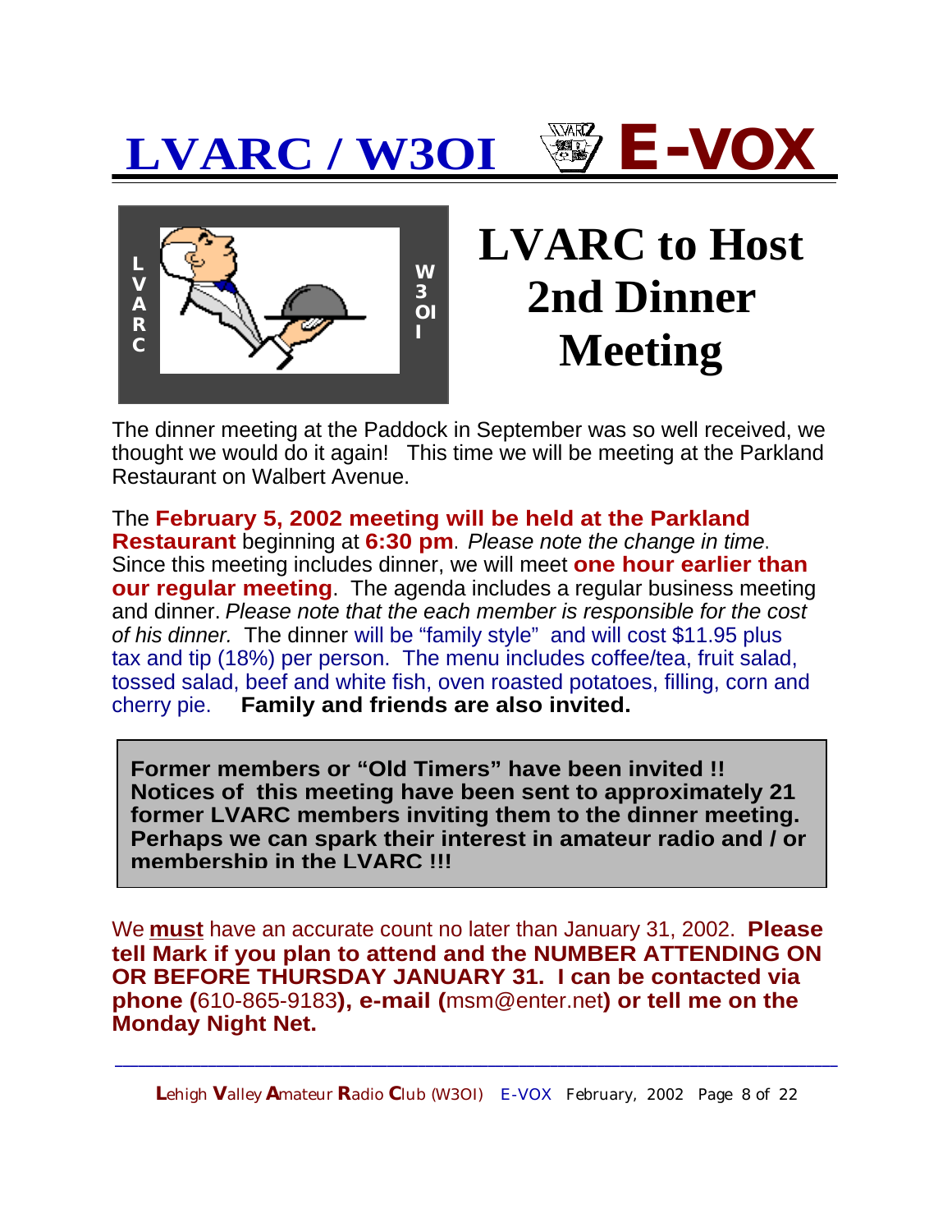# LVARC / W3OI E-VOX

## LVARC to Host 2nd Dinner Meeting

The dinner meeting at the Paddock in September was so well received, we thought we would do it again! This time we will be meeting at the Parkland Restaurant on Walbert Avenue.

The **February 5, 2002 meeting will be held at the Parkland Restaurant** beginning at **6:30 pm**. *Please note the change in time.* Since this meeting includes dinner, we will meet **one hour earlier than our regular meeting**. The agenda includes a regular business meeting and dinner. *Please note that the each member is responsible for the cost of his dinner.* The dinner will be "family style" and will cost $11.95 plus tax and tip (18%) per person. The menu includes coffee/tea, fruit salad, tossed salad, beef and white fish, oven roasted potatoes, filling, corn and cherry pie. **Family and friends are also invited.**

**Former members or "Old Timers" have been invited !! Notices of this meeting have been sent to approximately 21 former LVARC members inviting them to the dinner meeting. Perhaps we can spark their interest in amateur radio and / or membership in the LVARC !!!**

We **must** have an accurate count no later than January 31, 2002. **Please tell Mark if you plan to attend and the NUMBER ATTENDING ON OR BEFORE THURSDAY JANUARY 31. I can be contacted via phone (**610-865-9183**), e-mail (**msm@enter.net**) or tell me on the Monday Night Net.**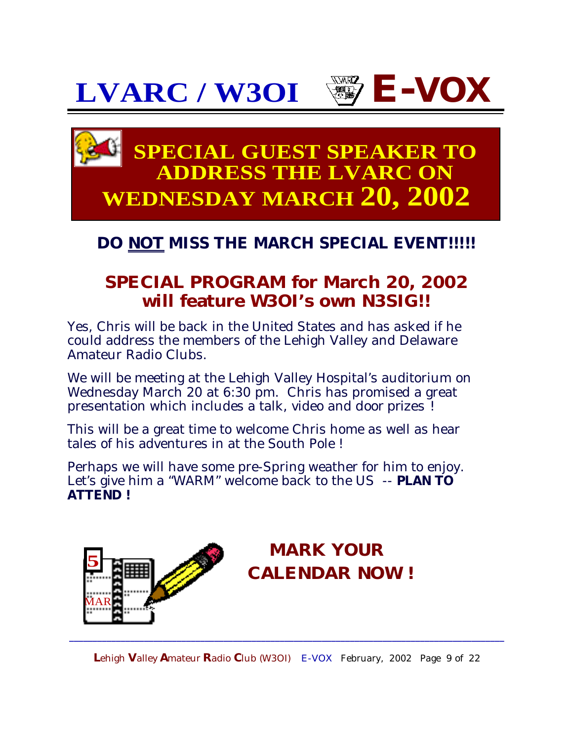# SPECIAL GUEST SPEAKER TO ADDRESS THE LVARC ON WEDNESDAY MARCH 20, 2002

## DO NOT MISS THE MARCH SPECIAL EVENT!!!!!

## SPECIAL PROGRAM for March 20, 2002 will feature W3OI's own N3SIG!!

Yes, Chris will be back in the United States and has asked if he could address the members of the Lehigh Valley and Delaware Amateur Radio Clubs.

We will be meeting at the Lehigh Valley Hospital's auditorium on Wednesday March 20 at 6:30 pm. Chris has promised a great presentation which includes a talk, video and door prizes !

This will be a great time to welcome Chris home as well as hear tales of his adventures in at the South Pole !

Perhaps we will have some pre-Spring weather for him to enjoy. Let's give him a "WARM" welcome back to the US -- **PLAN TO ATTEND !**

## MARK YOUR CALENDAR NOW !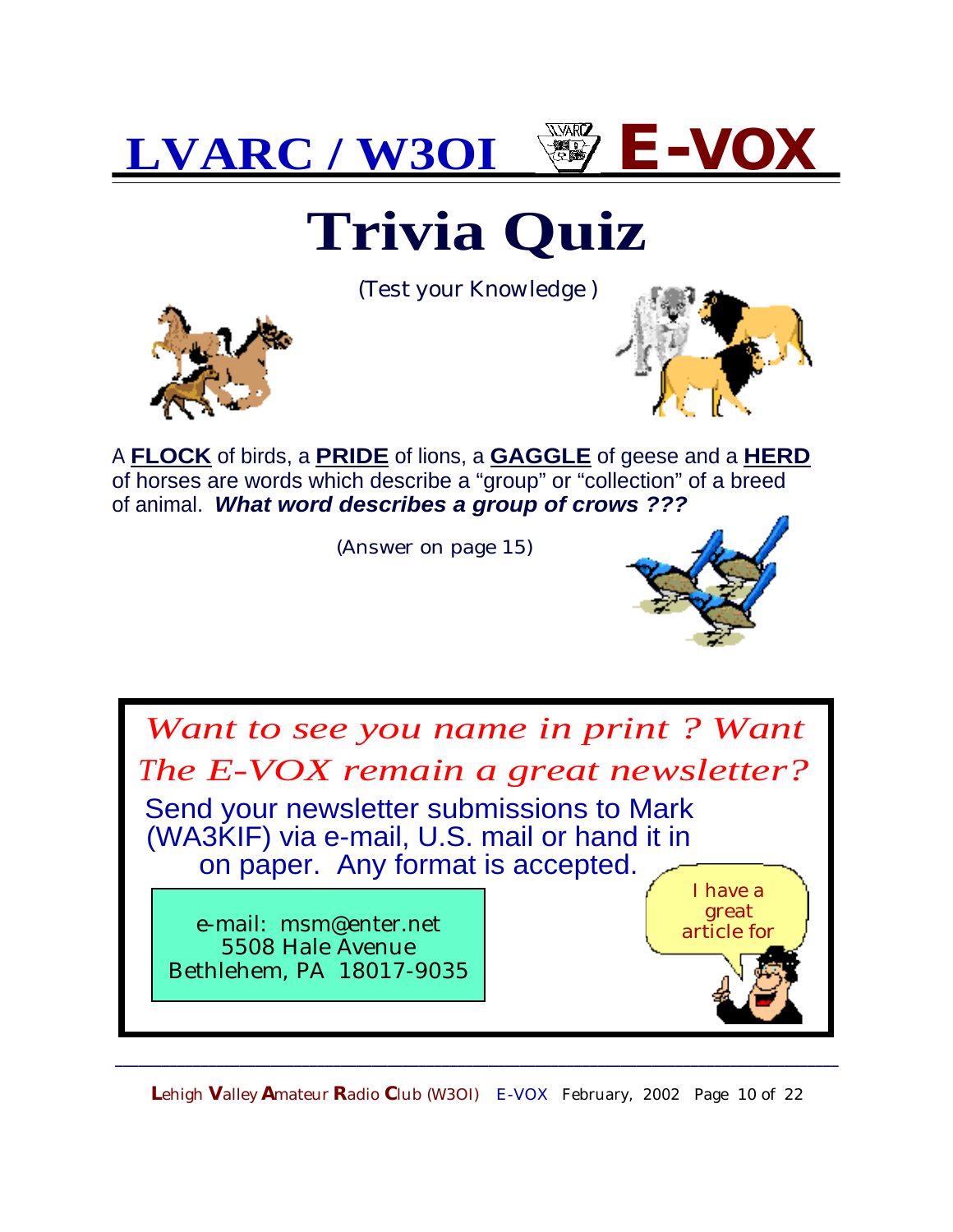# LVARC / W3OI E-VOX

# Trivia Quiz

(Test your Knowledge )

A **FLOCK** of birds, a **PRIDE** of lions, a **GAGGLE** of geese and a **HERD** of horses are words which describe a "group" or "collection" of a breed of animal. ***What word describes a group of crows ???***

(Answer on page 15)

*Want to see you name in print ? Want The E-VOX remain a great newsletter?*

Send your newsletter submissions to Mark (WA3KIF) via e-mail, U.S. mail or hand it in on paper. Any format is accepted.

e-mail: msm@enter.net
5508 Hale Avenue
Bethlehem, PA 18017-9035

I have a great article for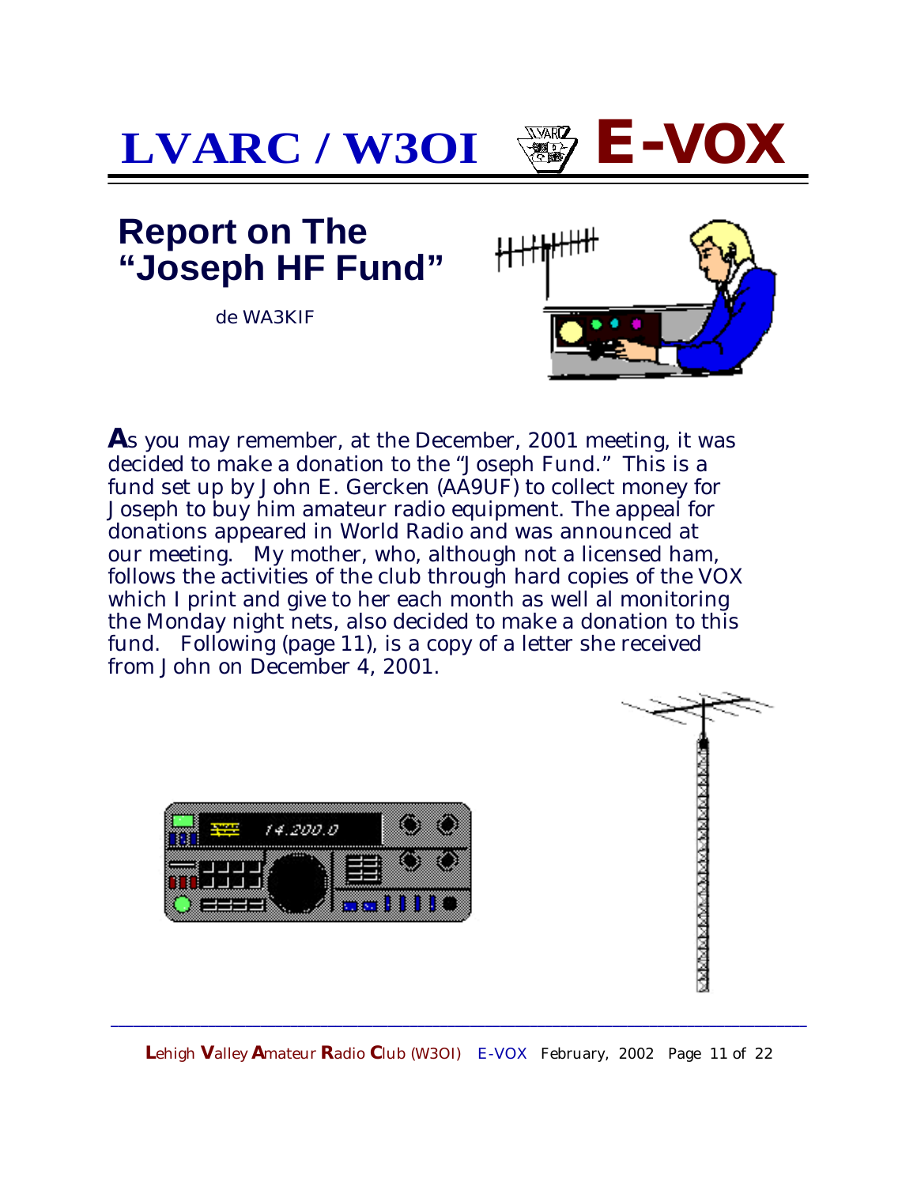# Report on The "Joseph HF Fund"

de WA3KIF

As you may remember, at the December, 2001 meeting, it was decided to make a donation to the "Joseph Fund." This is a fund set up by John E. Gercken (AA9UF) to collect money for Joseph to buy him amateur radio equipment. The appeal for donations appeared in World Radio and was announced at our meeting. My mother, who, although not a licensed ham, follows the activities of the club through hard copies of the VOX which I print and give to her each month as well al monitoring the Monday night nets, also decided to make a donation to this fund. Following (page 11), is a copy of a letter she received from John on December 4, 2001.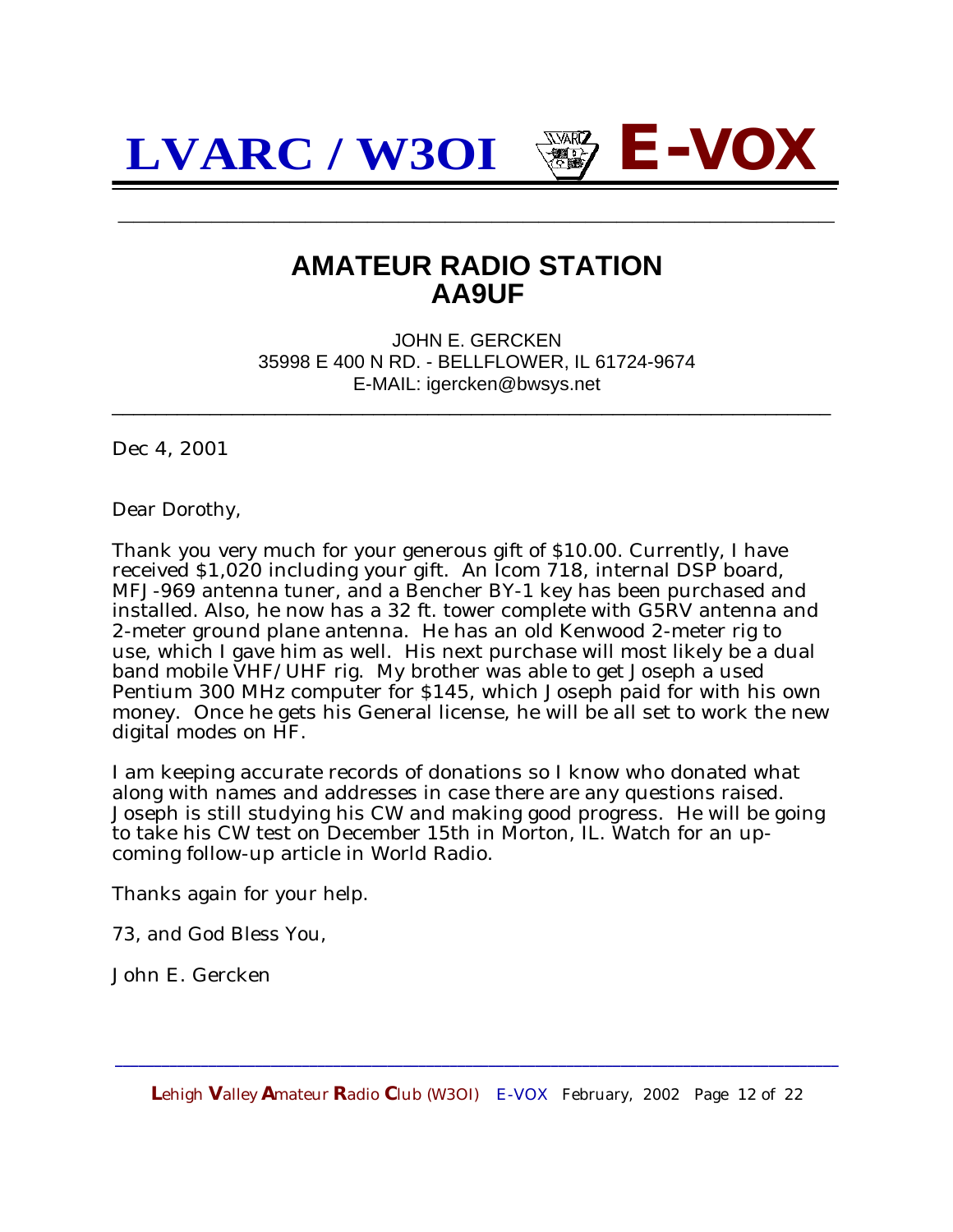# AMATEUR RADIO STATION
# AA9UF

JOHN E. GERCKEN
35998 E 400 N RD. - BELLFLOWER, IL 61724-9674
E-MAIL: igercken@bwsys.net

---

Dec 4, 2001

Dear Dorothy,

Thank you very much for your generous gift of $10.00. Currently, I have received $1,020 including your gift. An Icom 718, internal DSP board, MFJ-969 antenna tuner, and a Bencher BY-1 key has been purchased and installed. Also, he now has a 32 ft. tower complete with G5RV antenna and 2-meter ground plane antenna. He has an old Kenwood 2-meter rig to use, which I gave him as well. His next purchase will most likely be a dual band mobile VHF/UHF rig. My brother was able to get Joseph a used Pentium 300 MHz computer for $145, which Joseph paid for with his own money. Once he gets his General license, he will be all set to work the new digital modes on HF.

I am keeping accurate records of donations so I know who donated what along with names and addresses in case there are any questions raised. Joseph is still studying his CW and making good progress. He will be going to take his CW test on December 15th in Morton, IL. Watch for an up-coming follow-up article in World Radio.

Thanks again for your help.

73, and God Bless You,

John E. Gercken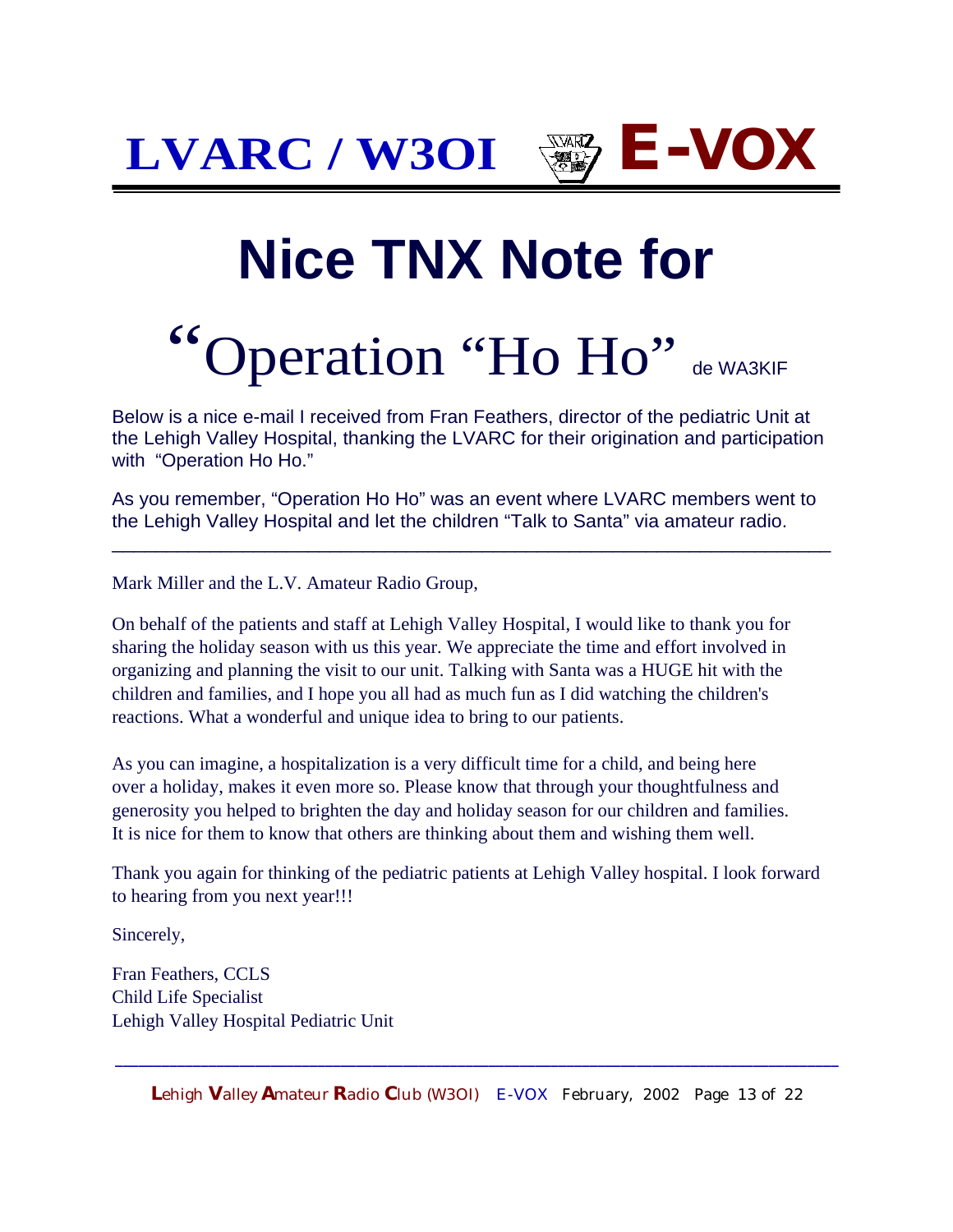# Nice TNX Note for

# "Operation "Ho Ho" de WA3KIF

Below is a nice e-mail I received from Fran Feathers, director of the pediatric Unit at the Lehigh Valley Hospital, thanking the LVARC for their origination and participation with "Operation Ho Ho."

As you remember, "Operation Ho Ho" was an event where LVARC members went to the Lehigh Valley Hospital and let the children "Talk to Santa" via amateur radio.

---

Mark Miller and the L.V. Amateur Radio Group,

On behalf of the patients and staff at Lehigh Valley Hospital, I would like to thank you for sharing the holiday season with us this year. We appreciate the time and effort involved in organizing and planning the visit to our unit. Talking with Santa was a HUGE hit with the children and families, and I hope you all had as much fun as I did watching the children's reactions. What a wonderful and unique idea to bring to our patients.

As you can imagine, a hospitalization is a very difficult time for a child, and being here over a holiday, makes it even more so. Please know that through your thoughtfulness and generosity you helped to brighten the day and holiday season for our children and families. It is nice for them to know that others are thinking about them and wishing them well.

Thank you again for thinking of the pediatric patients at Lehigh Valley hospital. I look forward to hearing from you next year!!!

Sincerely,

Fran Feathers, CCLS
Child Life Specialist
Lehigh Valley Hospital Pediatric Unit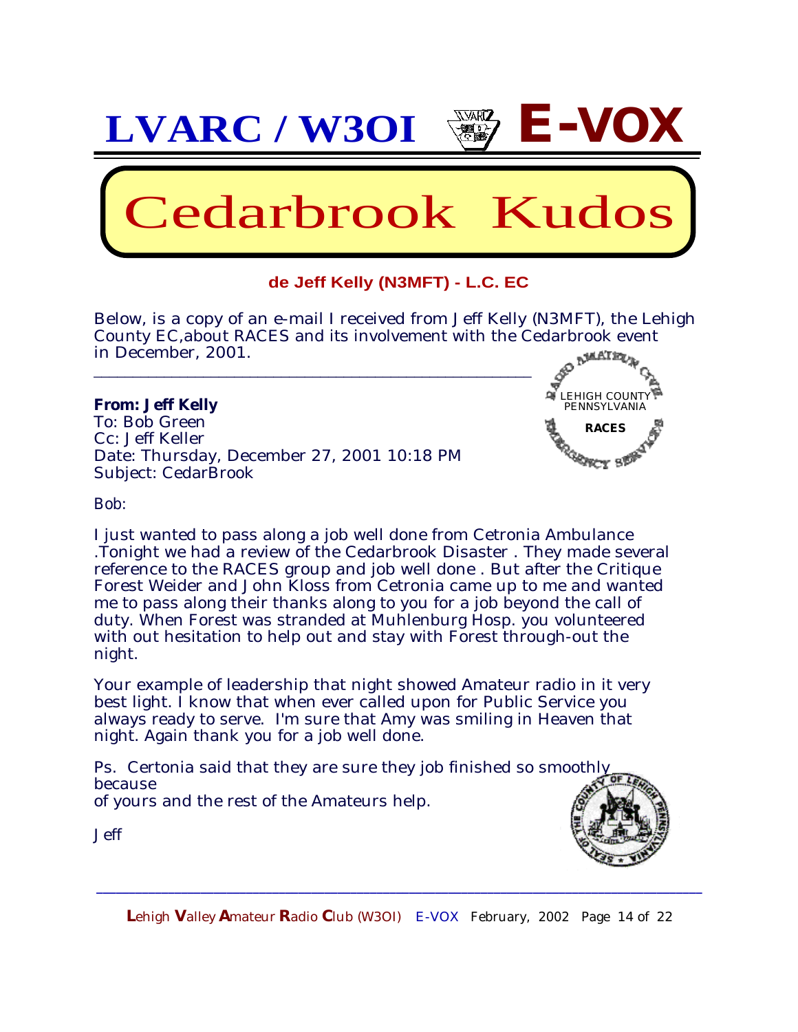# Cedarbrook Kudos

**de Jeff Kelly (N3MFT) - L.C. EC**

Below, is a copy of an e-mail I received from Jeff Kelly (N3MFT), the Lehigh County EC,about RACES and its involvement with the Cedarbrook event in December, 2001.

---

**From: Jeff Kelly**
To: Bob Green
Cc: Jeff Keller
Date: Thursday, December 27, 2001 10:18 PM
Subject: CedarBrook

Bob:

I just wanted to pass along a job well done from Cetronia Ambulance .Tonight we had a review of the Cedarbrook Disaster . They made several reference to the RACES group and job well done . But after the Critique Forest Weider and John Kloss from Cetronia came up to me and wanted me to pass along their thanks along to you for a job beyond the call of duty. When Forest was stranded at Muhlenburg Hosp. you volunteered with out hesitation to help out and stay with Forest through-out the night.

Your example of leadership that night showed Amateur radio in it very best light. I know that when ever called upon for Public Service you always ready to serve. I'm sure that Amy was smiling in Heaven that night. Again thank you for a job well done.

Ps. Certonia said that they are sure they job finished so smoothly because
of yours and the rest of the Amateurs help.

Jeff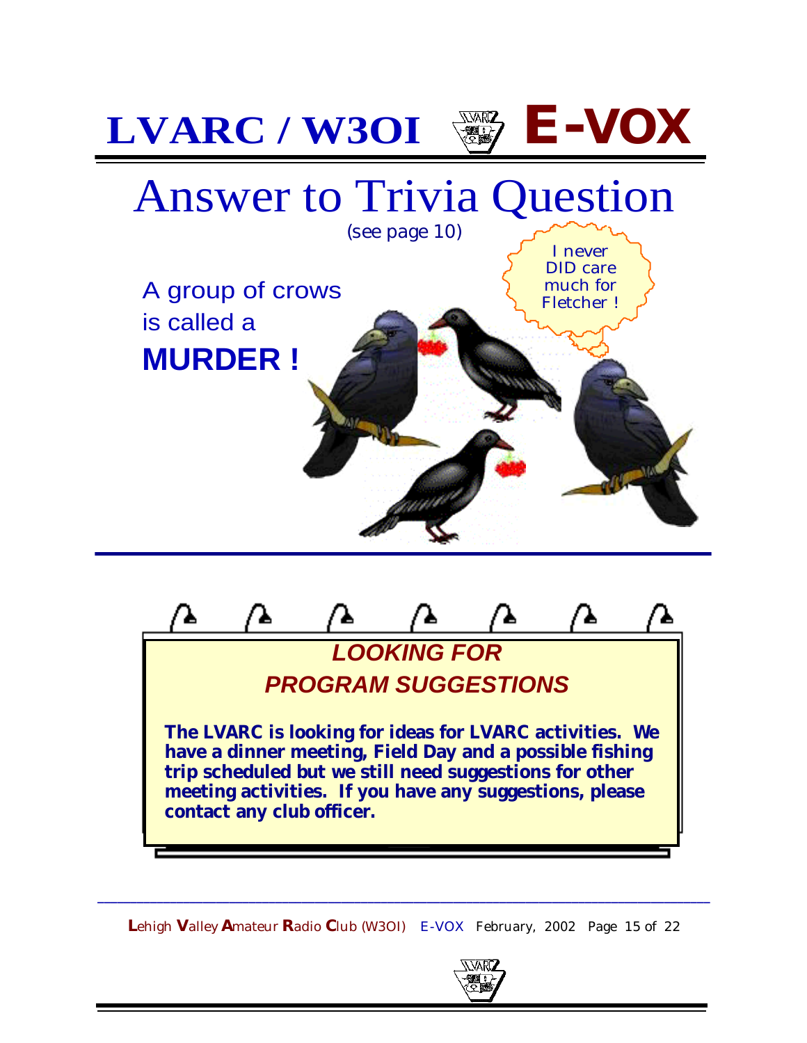# Answer to Trivia Question

(see page 10)

A group of crows is called a

**MURDER !**

I never DID care much for Fletcher !

## *LOOKING FOR PROGRAM SUGGESTIONS*

**The LVARC is looking for ideas for LVARC activities. We have a dinner meeting, Field Day and a possible fishing trip scheduled but we still need suggestions for other meeting activities. If you have any suggestions, please contact any club officer.**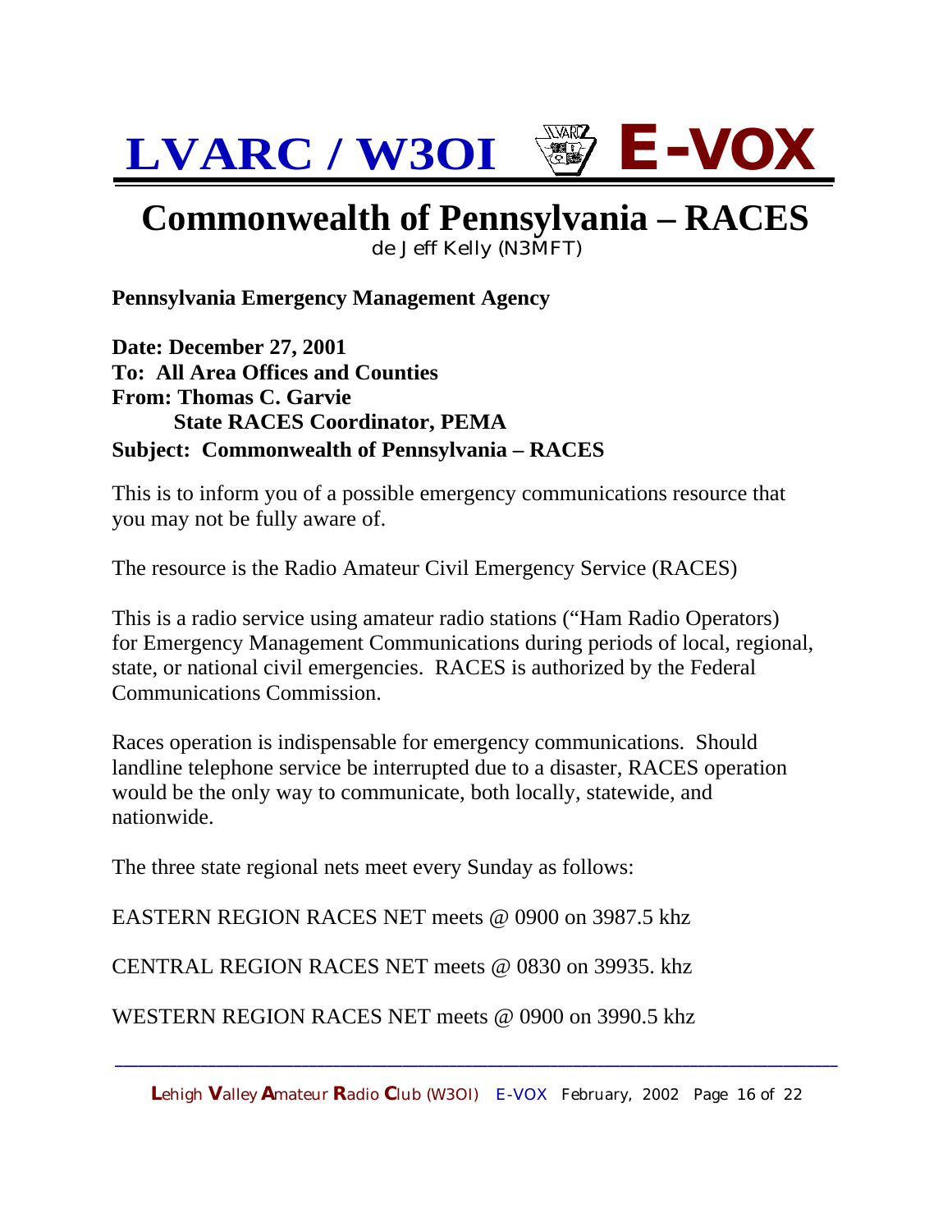# Commonwealth of Pennsylvania – RACES

de Jeff Kelly (N3MFT)

**Pennsylvania Emergency Management Agency**

**Date: December 27, 2001**
**To: All Area Offices and Counties**
**From: Thomas C. Garvie**
**State RACES Coordinator, PEMA**
**Subject: Commonwealth of Pennsylvania – RACES**

This is to inform you of a possible emergency communications resource that you may not be fully aware of.

The resource is the Radio Amateur Civil Emergency Service (RACES)

This is a radio service using amateur radio stations ("Ham Radio Operators) for Emergency Management Communications during periods of local, regional, state, or national civil emergencies. RACES is authorized by the Federal Communications Commission.

Races operation is indispensable for emergency communications. Should landline telephone service be interrupted due to a disaster, RACES operation would be the only way to communicate, both locally, statewide, and nationwide.

The three state regional nets meet every Sunday as follows:

EASTERN REGION RACES NET meets @ 0900 on 3987.5 khz

CENTRAL REGION RACES NET meets @ 0830 on 39935. khz

WESTERN REGION RACES NET meets @ 0900 on 3990.5 khz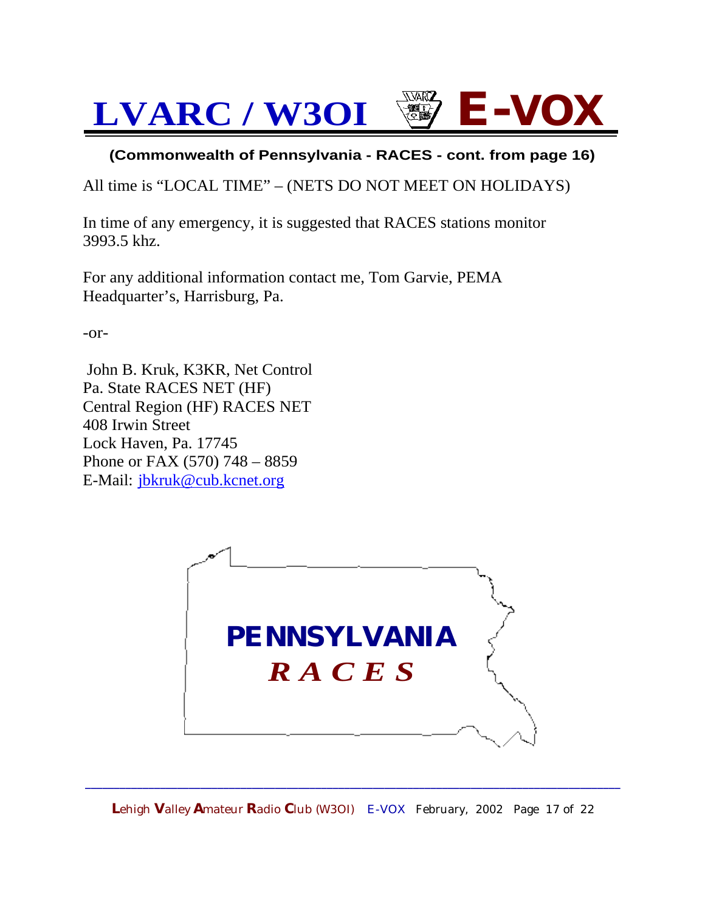**(Commonwealth of Pennsylvania - RACES - cont. from page 16)**

All time is "LOCAL TIME" – (NETS DO NOT MEET ON HOLIDAYS)

In time of any emergency, it is suggested that RACES stations monitor 3993.5 khz.

For any additional information contact me, Tom Garvie, PEMA Headquarter's, Harrisburg, Pa.

-or-

John B. Kruk, K3KR, Net Control
Pa. State RACES NET (HF)
Central Region (HF) RACES NET
408 Irwin Street
Lock Haven, Pa. 17745
Phone or FAX (570) 748 – 8859
E-Mail: jbkruk@cub.kcnet.org

**PENNSYLVANIA**
***RACES***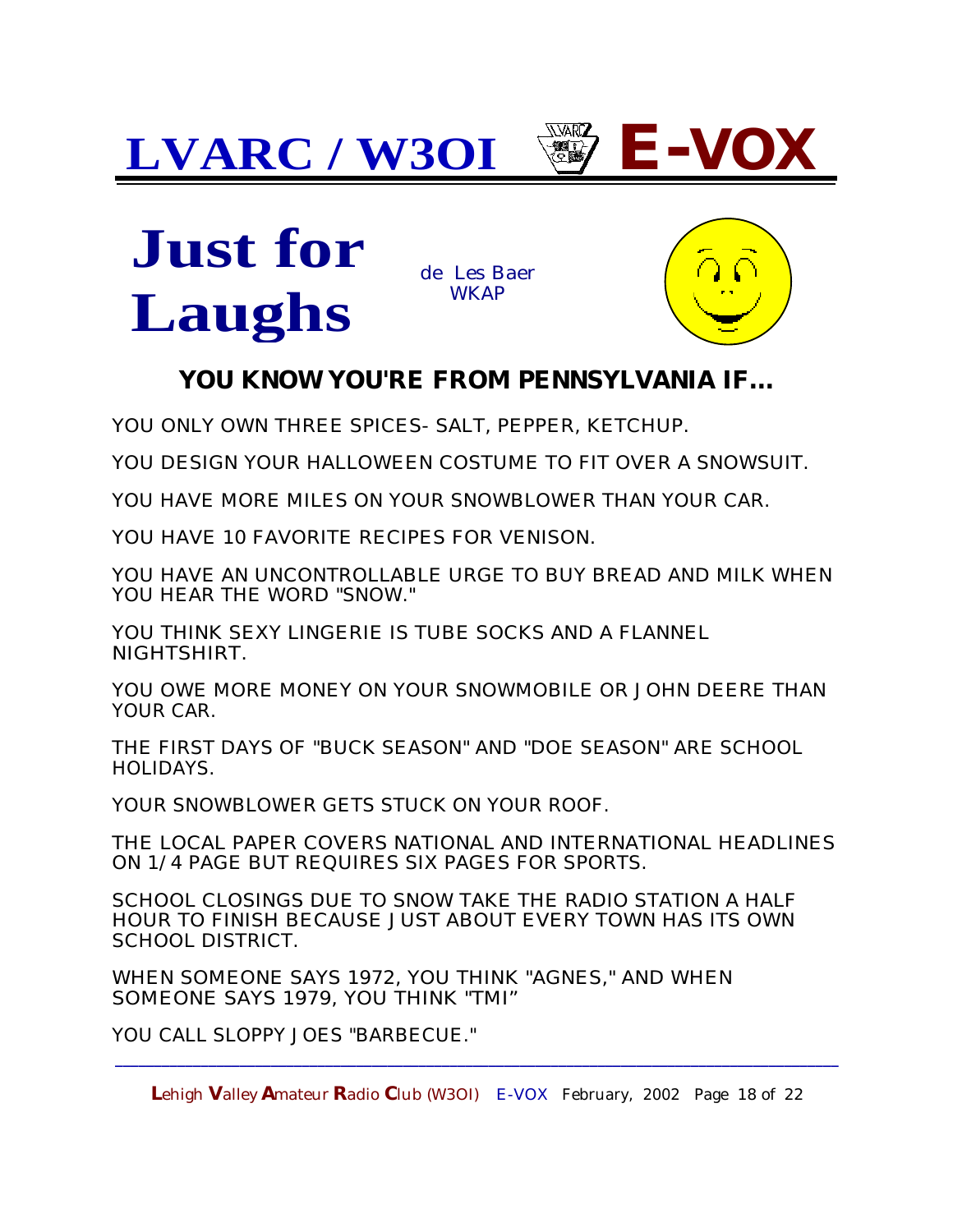# Just for Laughs

*de Les Baer WKAP*

## YOU KNOW YOU'RE FROM PENNSYLVANIA IF...

YOU ONLY OWN THREE SPICES- SALT, PEPPER, KETCHUP.

YOU DESIGN YOUR HALLOWEEN COSTUME TO FIT OVER A SNOWSUIT.

YOU HAVE MORE MILES ON YOUR SNOWBLOWER THAN YOUR CAR.

YOU HAVE 10 FAVORITE RECIPES FOR VENISON.

YOU HAVE AN UNCONTROLLABLE URGE TO BUY BREAD AND MILK WHEN YOU HEAR THE WORD "SNOW."

YOU THINK SEXY LINGERIE IS TUBE SOCKS AND A FLANNEL NIGHTSHIRT.

YOU OWE MORE MONEY ON YOUR SNOWMOBILE OR JOHN DEERE THAN YOUR CAR.

THE FIRST DAYS OF "BUCK SEASON" AND "DOE SEASON" ARE SCHOOL HOLIDAYS.

YOUR SNOWBLOWER GETS STUCK ON YOUR ROOF.

THE LOCAL PAPER COVERS NATIONAL AND INTERNATIONAL HEADLINES ON 1/4 PAGE BUT REQUIRES SIX PAGES FOR SPORTS.

SCHOOL CLOSINGS DUE TO SNOW TAKE THE RADIO STATION A HALF HOUR TO FINISH BECAUSE JUST ABOUT EVERY TOWN HAS ITS OWN SCHOOL DISTRICT.

WHEN SOMEONE SAYS 1972, YOU THINK "AGNES," AND WHEN SOMEONE SAYS 1979, YOU THINK "TMI"

YOU CALL SLOPPY JOES "BARBECUE."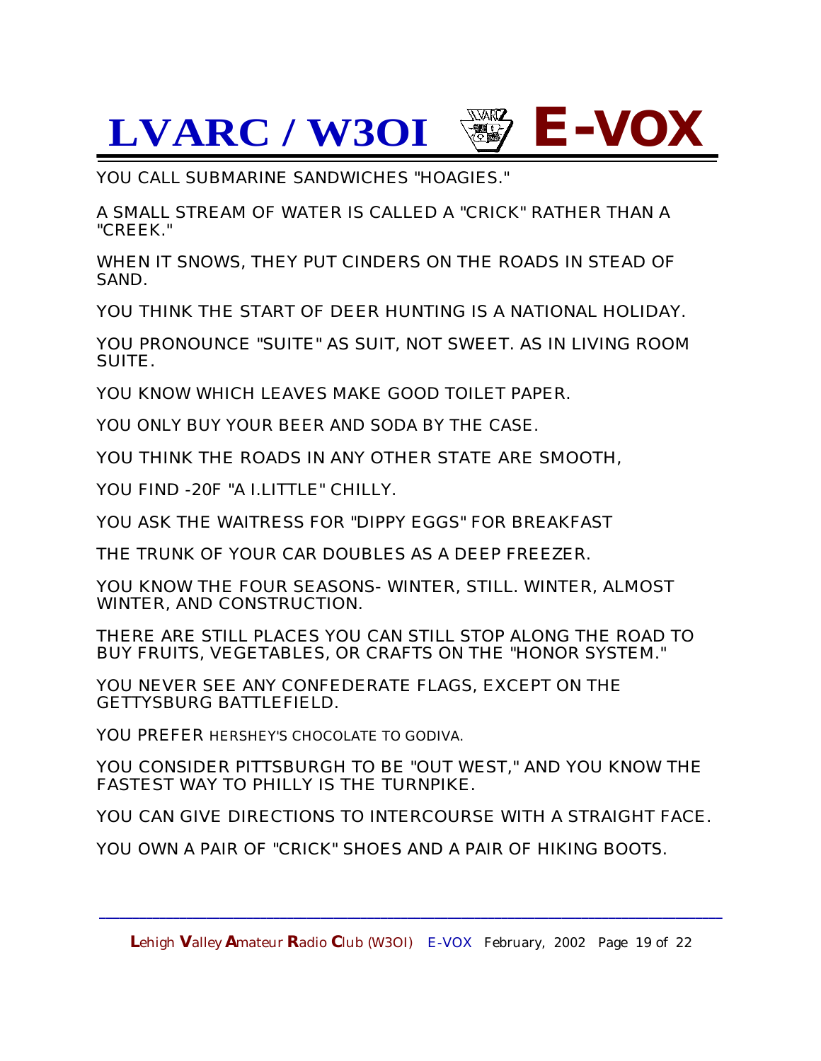YOU CALL SUBMARINE SANDWICHES "HOAGIES."

A SMALL STREAM OF WATER IS CALLED A "CRICK" RATHER THAN A "CREEK."

WHEN IT SNOWS, THEY PUT CINDERS ON THE ROADS IN STEAD OF SAND.

YOU THINK THE START OF DEER HUNTING IS A NATIONAL HOLIDAY.

YOU PRONOUNCE "SUITE" AS SUIT, NOT SWEET. AS IN LIVING ROOM SUITE.

YOU KNOW WHICH LEAVES MAKE GOOD TOILET PAPER.

YOU ONLY BUY YOUR BEER AND SODA BY THE CASE.

YOU THINK THE ROADS IN ANY OTHER STATE ARE SMOOTH,

YOU FIND -20F "A I.LITTLE" CHILLY.

YOU ASK THE WAITRESS FOR "DIPPY EGGS" FOR BREAKFAST

THE TRUNK OF YOUR CAR DOUBLES AS A DEEP FREEZER.

YOU KNOW THE FOUR SEASONS- WINTER, STILL. WINTER, ALMOST WINTER, AND CONSTRUCTION.

THERE ARE STILL PLACES YOU CAN STILL STOP ALONG THE ROAD TO BUY FRUITS, VEGETABLES, OR CRAFTS ON THE "HONOR SYSTEM."

YOU NEVER SEE ANY CONFEDERATE FLAGS, EXCEPT ON THE GETTYSBURG BATTLEFIELD.

YOU PREFER HERSHEY'S CHOCOLATE TO GODIVA.

YOU CONSIDER PITTSBURGH TO BE "OUT WEST," AND YOU KNOW THE FASTEST WAY TO PHILLY IS THE TURNPIKE.

YOU CAN GIVE DIRECTIONS TO INTERCOURSE WITH A STRAIGHT FACE.

YOU OWN A PAIR OF "CRICK" SHOES AND A PAIR OF HIKING BOOTS.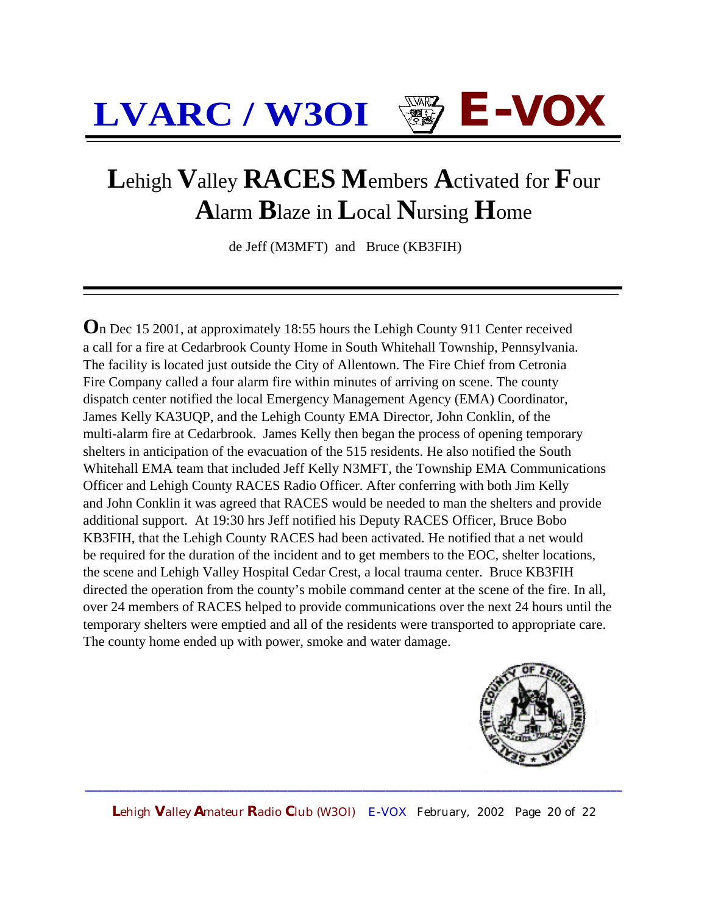# LVARC / W3OI E-VOX

## Lehigh Valley RACES Members Activated for Four Alarm Blaze in Local Nursing Home

de Jeff (M3MFT) and Bruce (KB3FIH)

On Dec 15 2001, at approximately 18:55 hours the Lehigh County 911 Center received a call for a fire at Cedarbrook County Home in South Whitehall Township, Pennsylvania. The facility is located just outside the City of Allentown. The Fire Chief from Cetronia Fire Company called a four alarm fire within minutes of arriving on scene. The county dispatch center notified the local Emergency Management Agency (EMA) Coordinator, James Kelly KA3UQP, and the Lehigh County EMA Director, John Conklin, of the multi-alarm fire at Cedarbrook. James Kelly then began the process of opening temporary shelters in anticipation of the evacuation of the 515 residents. He also notified the South Whitehall EMA team that included Jeff Kelly N3MFT, the Township EMA Communications Officer and Lehigh County RACES Radio Officer. After conferring with both Jim Kelly and John Conklin it was agreed that RACES would be needed to man the shelters and provide additional support. At 19:30 hrs Jeff notified his Deputy RACES Officer, Bruce Bobo KB3FIH, that the Lehigh County RACES had been activated. He notified that a net would be required for the duration of the incident and to get members to the EOC, shelter locations, the scene and Lehigh Valley Hospital Cedar Crest, a local trauma center. Bruce KB3FIH directed the operation from the county's mobile command center at the scene of the fire. In all, over 24 members of RACES helped to provide communications over the next 24 hours until the temporary shelters were emptied and all of the residents were transported to appropriate care. The county home ended up with power, smoke and water damage.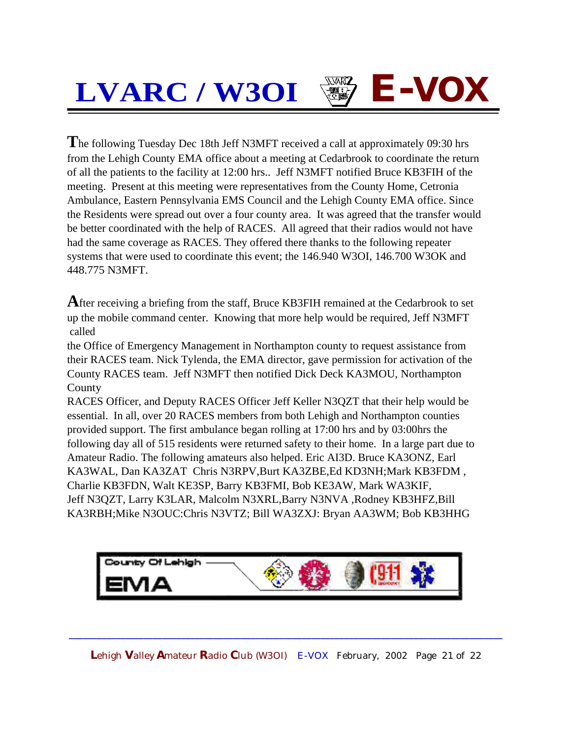The following Tuesday Dec 18th Jeff N3MFT received a call at approximately 09:30 hrs from the Lehigh County EMA office about a meeting at Cedarbrook to coordinate the return of all the patients to the facility at 12:00 hrs.. Jeff N3MFT notified Bruce KB3FIH of the meeting. Present at this meeting were representatives from the County Home, Cetronia Ambulance, Eastern Pennsylvania EMS Council and the Lehigh County EMA office. Since the Residents were spread out over a four county area. It was agreed that the transfer would be better coordinated with the help of RACES. All agreed that their radios would not have had the same coverage as RACES. They offered there thanks to the following repeater systems that were used to coordinate this event; the 146.940 W3OI, 146.700 W3OK and 448.775 N3MFT.

After receiving a briefing from the staff, Bruce KB3FIH remained at the Cedarbrook to set up the mobile command center. Knowing that more help would be required, Jeff N3MFT called the Office of Emergency Management in Northampton county to request assistance from their RACES team. Nick Tylenda, the EMA director, gave permission for activation of the County RACES team. Jeff N3MFT then notified Dick Deck KA3MOU, Northampton County RACES Officer, and Deputy RACES Officer Jeff Keller N3QZT that their help would be essential. In all, over 20 RACES members from both Lehigh and Northampton counties provided support. The first ambulance began rolling at 17:00 hrs and by 03:00hrs the following day all of 515 residents were returned safety to their home. In a large part due to Amateur Radio. The following amateurs also helped. Eric AI3D. Bruce KA3ONZ, Earl KA3WAL, Dan KA3ZAT Chris N3RPV,Burt KA3ZBE,Ed KD3NH;Mark KB3FDM , Charlie KB3FDN, Walt KE3SP, Barry KB3FMI, Bob KE3AW, Mark WA3KIF, Jeff N3QZT, Larry K3LAR, Malcolm N3XRL,Barry N3NVA ,Rodney KB3HFZ,Bill KA3RBH;Mike N3OUC:Chris N3VTZ; Bill WA3ZXJ: Bryan AA3WM; Bob KB3HHG

County Of Lehigh EMA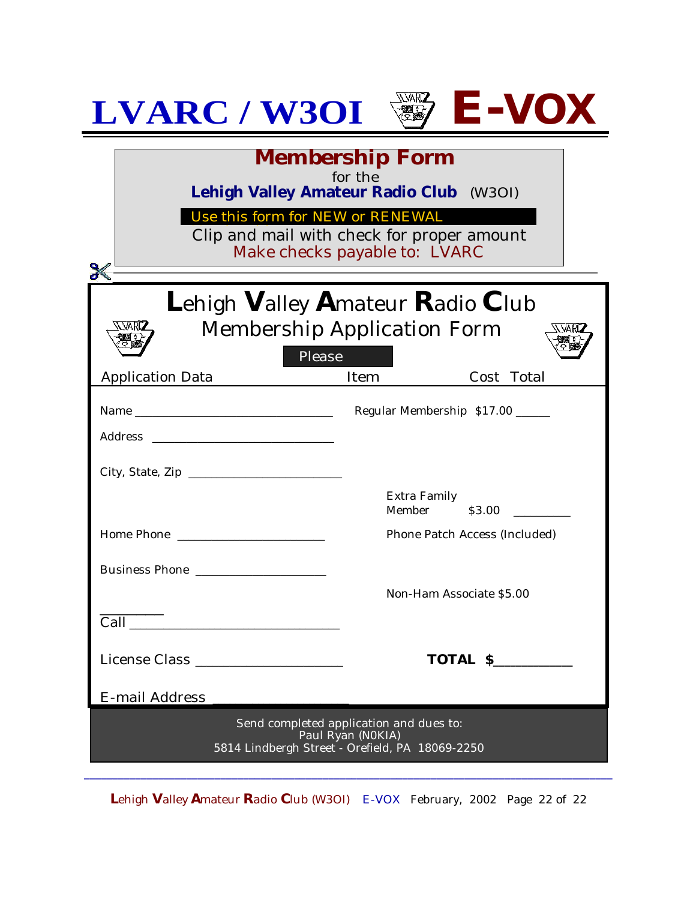# LVARC / W3OI E-VOX

## Membership Form

for the

**Lehigh Valley Amateur Radio Club** (W3OI)

Use this form for NEW or RENEWAL

Clip and mail with check for proper amount

Make checks payable to: LVARC

---

## Lehigh Valley Amateur Radio Club

### Membership Application Form

Please

| Application Data | Item | Cost | Total |
|---|---|---|---|
| Name ____________________ | Regular Membership | $17.00 | ______ |
| Address ____________________ | | | |
| City, State, Zip ____________________ | | | |
| | Extra Family Member | $3.00 | ______ |
| Home Phone ____________________ | Phone Patch Access (Included) | | |
| Business Phone ____________________ | | | |
| | Non-Ham Associate | $5.00 | |
| Call ____________________ | | | |
| License Class ____________________ | **TOTAL** | | **$__________** |
| E-mail Address ____________________ | | | |

Send completed application and dues to:
Paul Ryan (N0KIA)
5814 Lindbergh Street - Orefield, PA 18069-2250